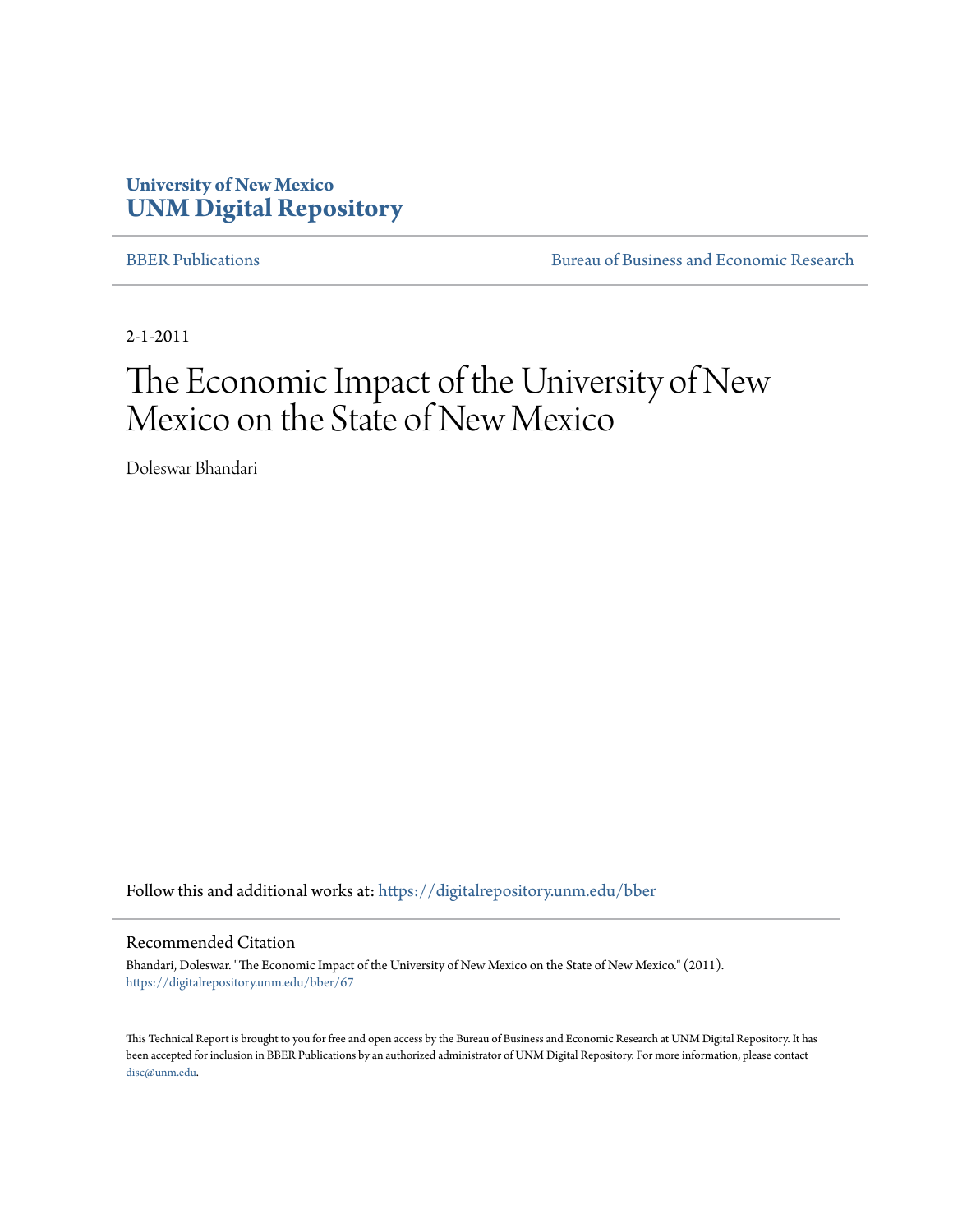University of New Mexico
**UNM Digital Repository**

BBER Publications | Bureau of Business and Economic Research

2-1-2011

# The Economic Impact of the University of New Mexico on the State of New Mexico

Doleswar Bhandari

Follow this and additional works at: https://digitalrepository.unm.edu/bber

## Recommended Citation

Bhandari, Doleswar. "The Economic Impact of the University of New Mexico on the State of New Mexico." (2011). https://digitalrepository.unm.edu/bber/67

This Technical Report is brought to you for free and open access by the Bureau of Business and Economic Research at UNM Digital Repository. It has been accepted for inclusion in BBER Publications by an authorized administrator of UNM Digital Repository. For more information, please contact disc@unm.edu.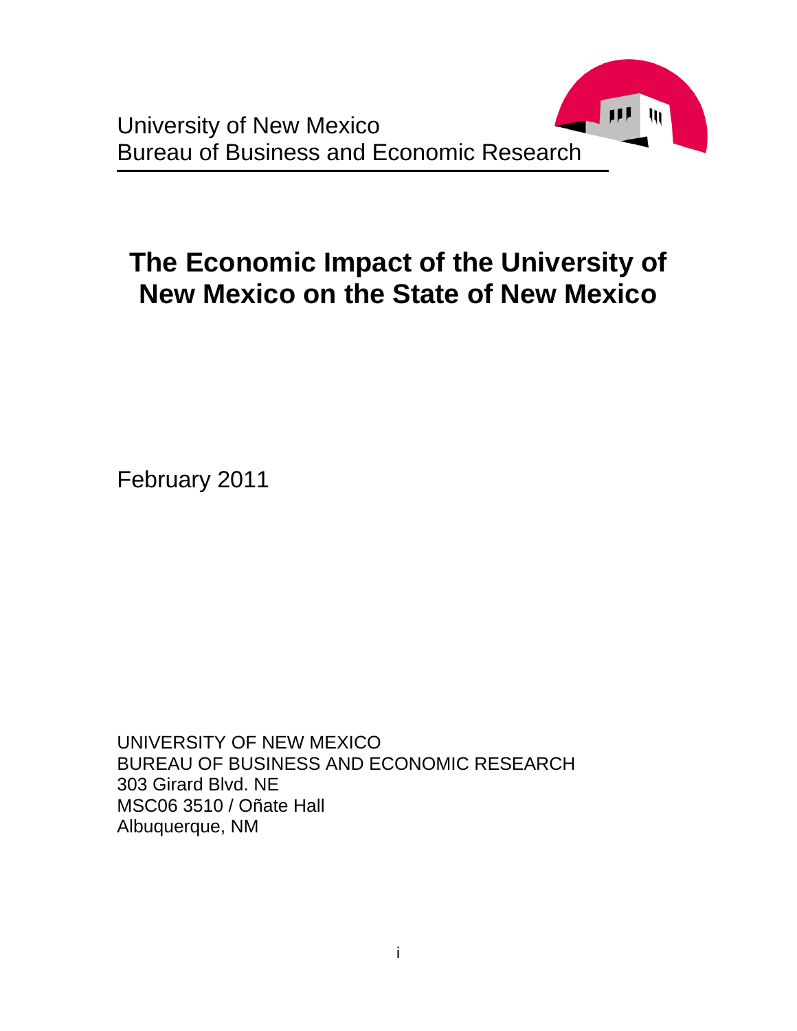University of New Mexico
Bureau of Business and Economic Research

# The Economic Impact of the University of New Mexico on the State of New Mexico

February 2011

UNIVERSITY OF NEW MEXICO
BUREAU OF BUSINESS AND ECONOMIC RESEARCH
303 Girard Blvd. NE
MSC06 3510 / Oñate Hall
Albuquerque, NM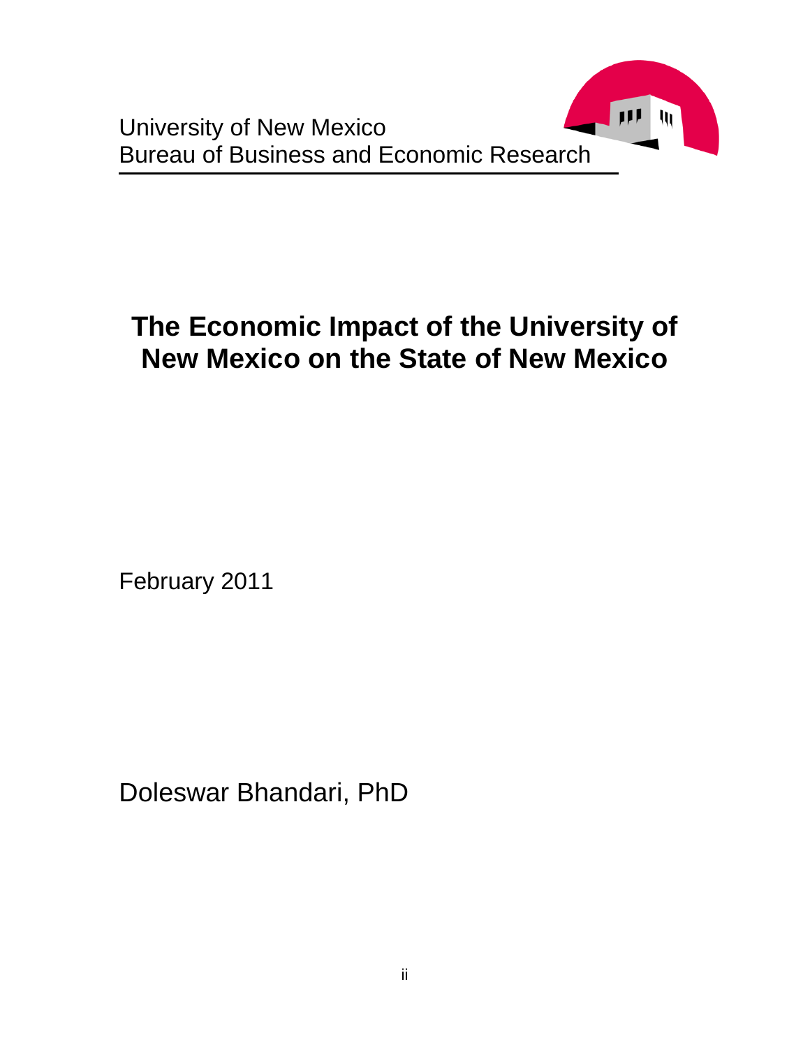University of New Mexico
Bureau of Business and Economic Research

# The Economic Impact of the University of New Mexico on the State of New Mexico

February 2011

Doleswar Bhandari, PhD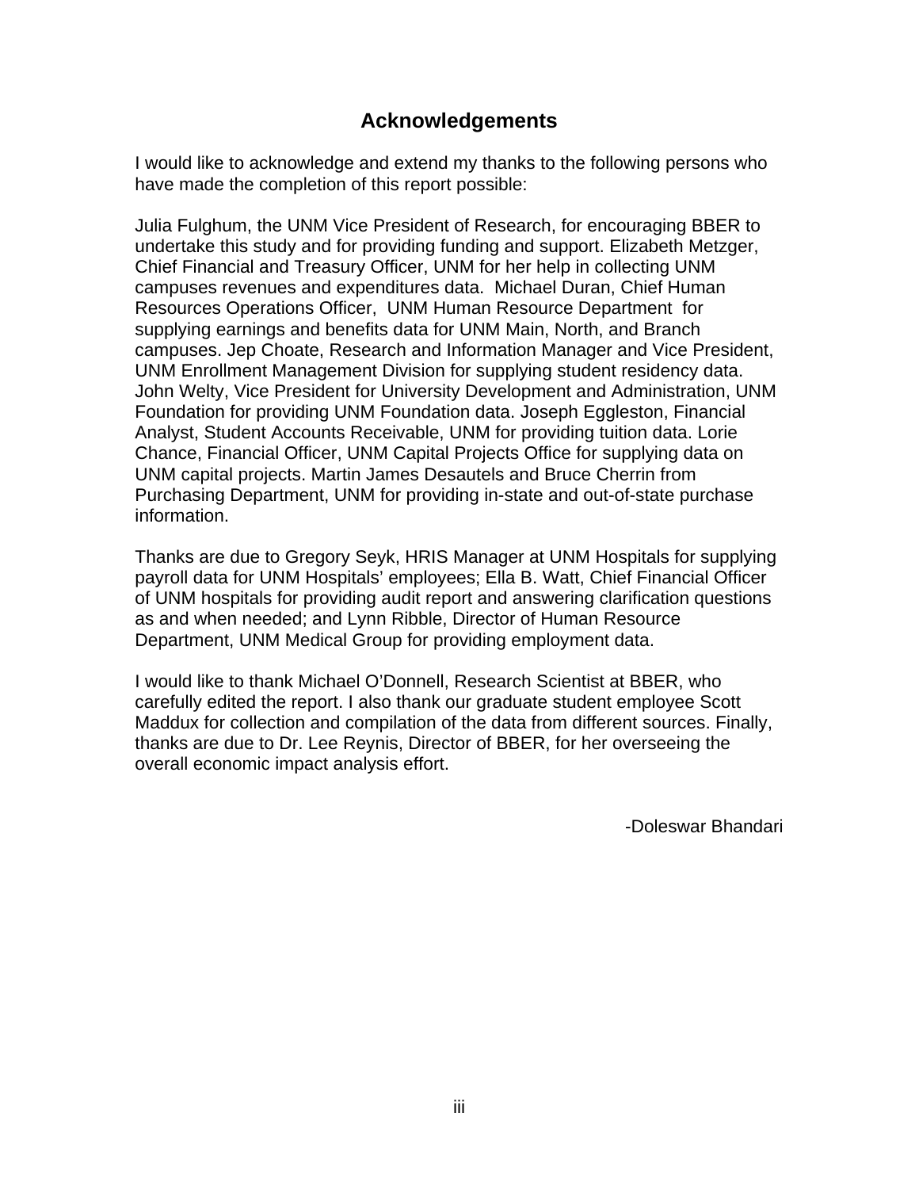# Acknowledgements

I would like to acknowledge and extend my thanks to the following persons who have made the completion of this report possible:

Julia Fulghum, the UNM Vice President of Research, for encouraging BBER to undertake this study and for providing funding and support. Elizabeth Metzger, Chief Financial and Treasury Officer, UNM for her help in collecting UNM campuses revenues and expenditures data. Michael Duran, Chief Human Resources Operations Officer, UNM Human Resource Department for supplying earnings and benefits data for UNM Main, North, and Branch campuses. Jep Choate, Research and Information Manager and Vice President, UNM Enrollment Management Division for supplying student residency data. John Welty, Vice President for University Development and Administration, UNM Foundation for providing UNM Foundation data. Joseph Eggleston, Financial Analyst, Student Accounts Receivable, UNM for providing tuition data. Lorie Chance, Financial Officer, UNM Capital Projects Office for supplying data on UNM capital projects. Martin James Desautels and Bruce Cherrin from Purchasing Department, UNM for providing in-state and out-of-state purchase information.

Thanks are due to Gregory Seyk, HRIS Manager at UNM Hospitals for supplying payroll data for UNM Hospitals' employees; Ella B. Watt, Chief Financial Officer of UNM hospitals for providing audit report and answering clarification questions as and when needed; and Lynn Ribble, Director of Human Resource Department, UNM Medical Group for providing employment data.

I would like to thank Michael O'Donnell, Research Scientist at BBER, who carefully edited the report. I also thank our graduate student employee Scott Maddux for collection and compilation of the data from different sources. Finally, thanks are due to Dr. Lee Reynis, Director of BBER, for her overseeing the overall economic impact analysis effort.

-Doleswar Bhandari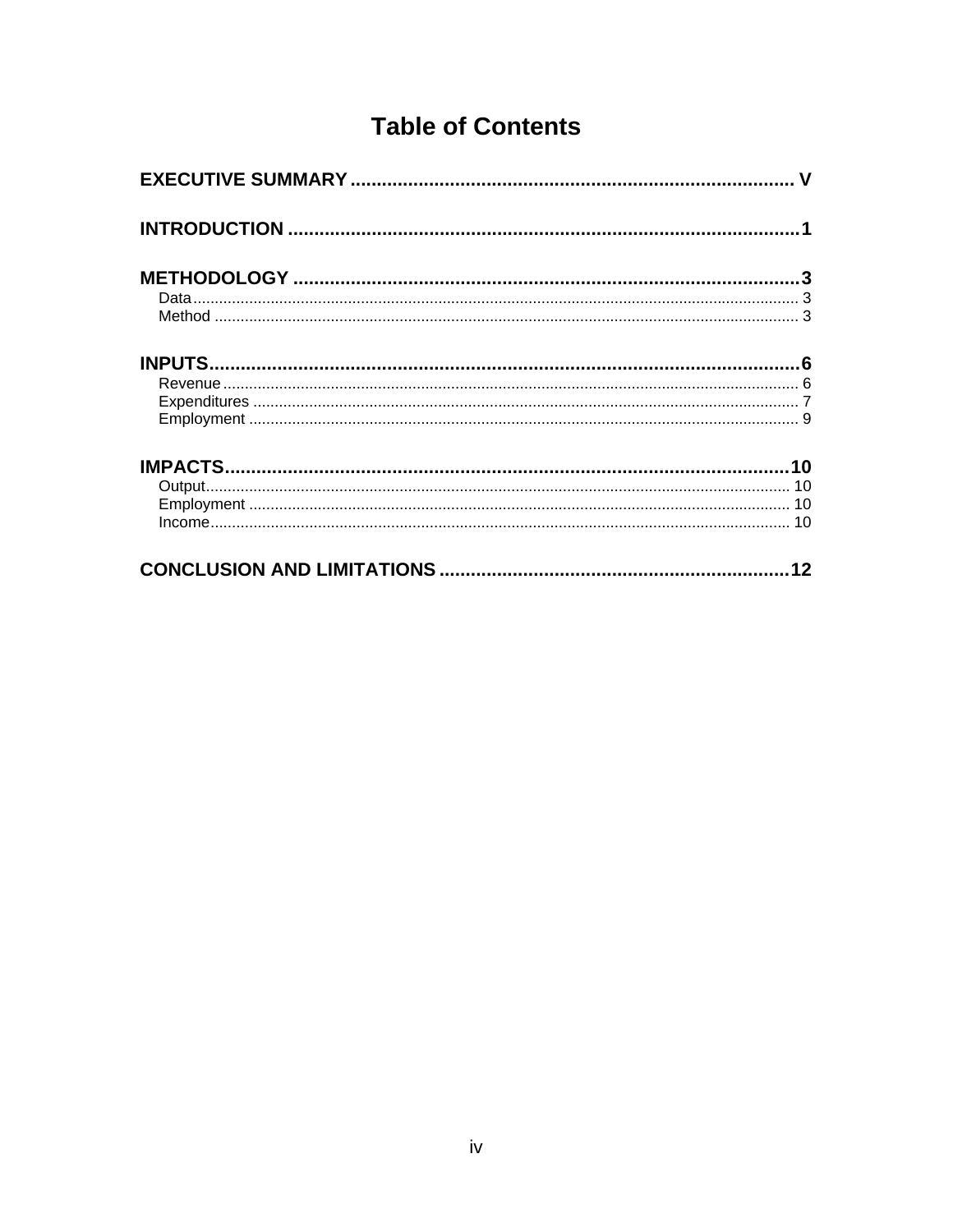# Table of Contents

**EXECUTIVE SUMMARY** .................................................................................... V

**INTRODUCTION** ................................................................................................1

**METHODOLOGY** ...............................................................................................3

- Data ........................................................................................................................... 3
- Method ....................................................................................................................... 3

**INPUTS**................................................................................................................6

- Revenue ..................................................................................................................... 6
- Expenditures ............................................................................................................. 7
- Employment .............................................................................................................. 9

**IMPACTS**..........................................................................................................10

- Output...................................................................................................................... 10
- Employment ............................................................................................................ 10
- Income...................................................................................................................... 10

**CONCLUSION AND LIMITATIONS** ..................................................................12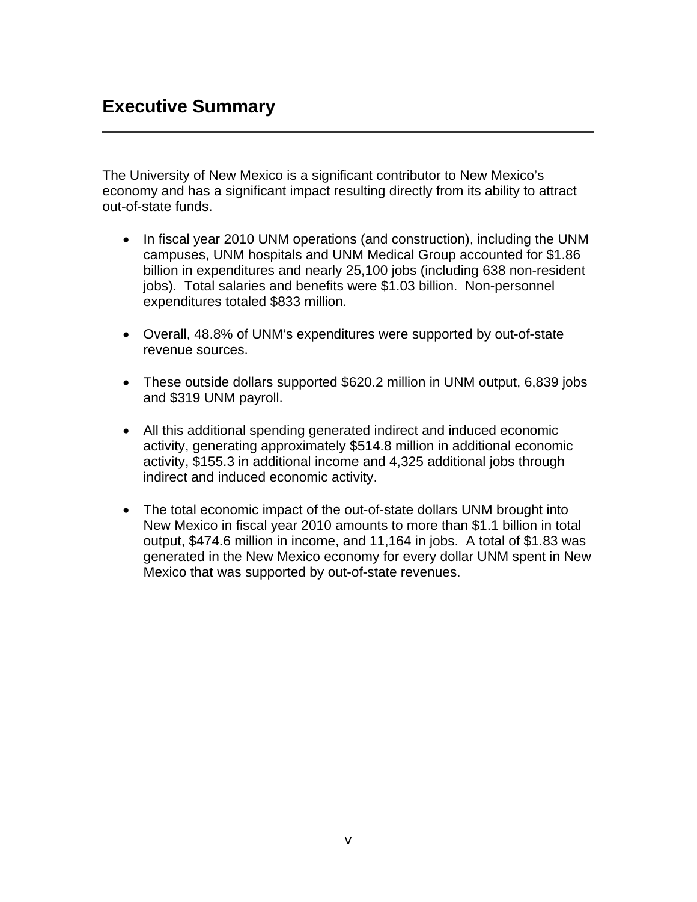# Executive Summary

The University of New Mexico is a significant contributor to New Mexico's economy and has a significant impact resulting directly from its ability to attract out-of-state funds.

- In fiscal year 2010 UNM operations (and construction), including the UNM campuses, UNM hospitals and UNM Medical Group accounted for $1.86 billion in expenditures and nearly 25,100 jobs (including 638 non-resident jobs). Total salaries and benefits were $1.03 billion. Non-personnel expenditures totaled $833 million.

- Overall, 48.8% of UNM's expenditures were supported by out-of-state revenue sources.

- These outside dollars supported $620.2 million in UNM output, 6,839 jobs and $319 UNM payroll.

- All this additional spending generated indirect and induced economic activity, generating approximately $514.8 million in additional economic activity, $155.3 in additional income and 4,325 additional jobs through indirect and induced economic activity.

- The total economic impact of the out-of-state dollars UNM brought into New Mexico in fiscal year 2010 amounts to more than $1.1 billion in total output, $474.6 million in income, and 11,164 in jobs. A total of $1.83 was generated in the New Mexico economy for every dollar UNM spent in New Mexico that was supported by out-of-state revenues.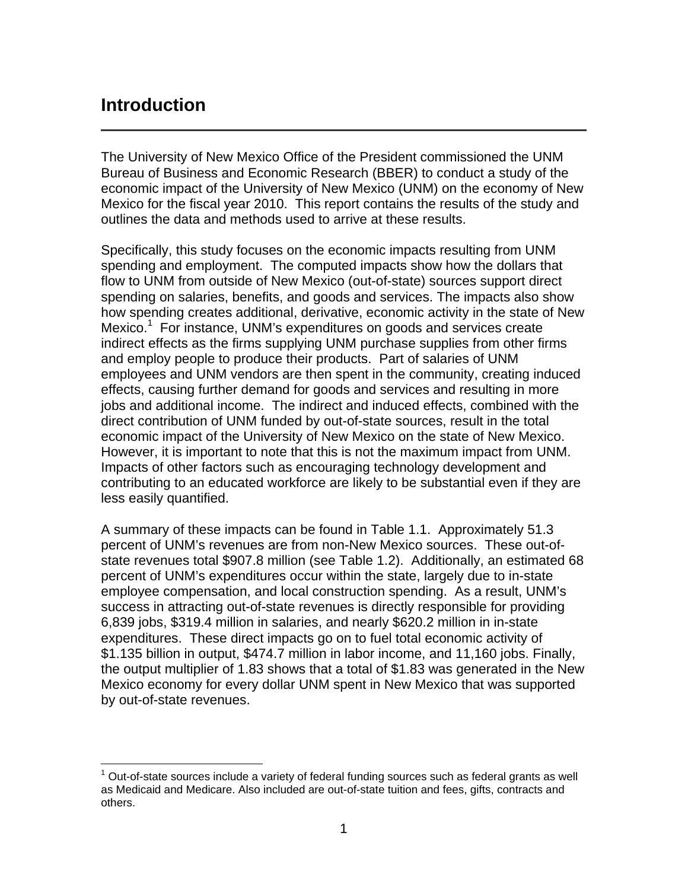# Introduction

The University of New Mexico Office of the President commissioned the UNM Bureau of Business and Economic Research (BBER) to conduct a study of the economic impact of the University of New Mexico (UNM) on the economy of New Mexico for the fiscal year 2010. This report contains the results of the study and outlines the data and methods used to arrive at these results.

Specifically, this study focuses on the economic impacts resulting from UNM spending and employment. The computed impacts show how the dollars that flow to UNM from outside of New Mexico (out-of-state) sources support direct spending on salaries, benefits, and goods and services. The impacts also show how spending creates additional, derivative, economic activity in the state of New Mexico.[1] For instance, UNM's expenditures on goods and services create indirect effects as the firms supplying UNM purchase supplies from other firms and employ people to produce their products. Part of salaries of UNM employees and UNM vendors are then spent in the community, creating induced effects, causing further demand for goods and services and resulting in more jobs and additional income. The indirect and induced effects, combined with the direct contribution of UNM funded by out-of-state sources, result in the total economic impact of the University of New Mexico on the state of New Mexico. However, it is important to note that this is not the maximum impact from UNM. Impacts of other factors such as encouraging technology development and contributing to an educated workforce are likely to be substantial even if they are less easily quantified.

A summary of these impacts can be found in Table 1.1. Approximately 51.3 percent of UNM's revenues are from non-New Mexico sources. These out-of-state revenues total $907.8 million (see Table 1.2). Additionally, an estimated 68 percent of UNM's expenditures occur within the state, largely due to in-state employee compensation, and local construction spending. As a result, UNM's success in attracting out-of-state revenues is directly responsible for providing 6,839 jobs, $319.4 million in salaries, and nearly $620.2 million in in-state expenditures. These direct impacts go on to fuel total economic activity of $1.135 billion in output, $474.7 million in labor income, and 11,160 jobs. Finally, the output multiplier of 1.83 shows that a total of $1.83 was generated in the New Mexico economy for every dollar UNM spent in New Mexico that was supported by out-of-state revenues.

---

[1] Out-of-state sources include a variety of federal funding sources such as federal grants as well as Medicaid and Medicare. Also included are out-of-state tuition and fees, gifts, contracts and others.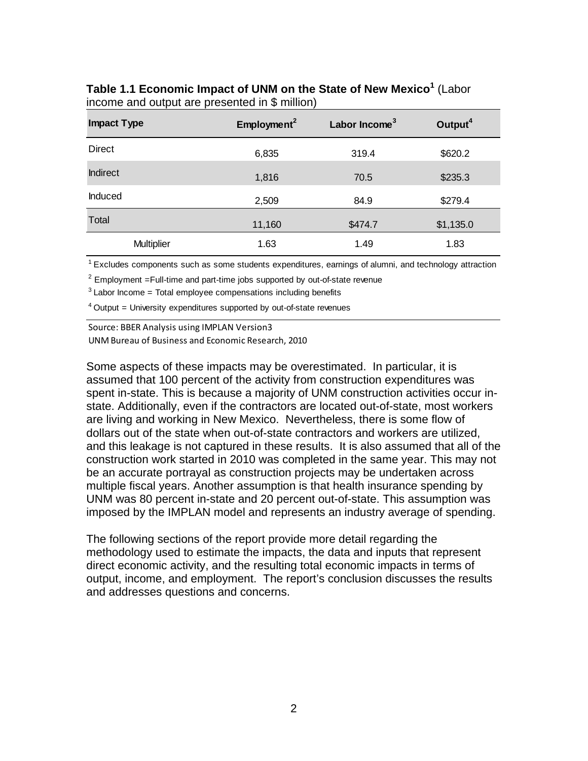**Table 1.1 Economic Impact of UNM on the State of New Mexico[1]** (Labor income and output are presented in $ million)

| Impact Type | Employment[2] | Labor Income[3] | Output[4] |
|---|---|---|---|
| Direct | 6,835 | 319.4 | $620.2 |
| Indirect | 1,816 | 70.5 | $235.3 |
| Induced | 2,509 | 84.9 | $279.4 |
| Total | 11,160 | $474.7 | $1,135.0 |
| Multiplier | 1.63 | 1.49 | 1.83 |

[1] Excludes components such as some students expenditures, earnings of alumni, and technology attraction

[2] Employment =Full-time and part-time jobs supported by out-of-state revenue

[3] Labor Income = Total employee compensations including benefits

[4] Output = University expenditures supported by out-of-state revenues

Source: BBER Analysis using IMPLAN Version3
UNM Bureau of Business and Economic Research, 2010

Some aspects of these impacts may be overestimated. In particular, it is assumed that 100 percent of the activity from construction expenditures was spent in-state. This is because a majority of UNM construction activities occur in-state. Additionally, even if the contractors are located out-of-state, most workers are living and working in New Mexico. Nevertheless, there is some flow of dollars out of the state when out-of-state contractors and workers are utilized, and this leakage is not captured in these results. It is also assumed that all of the construction work started in 2010 was completed in the same year. This may not be an accurate portrayal as construction projects may be undertaken across multiple fiscal years. Another assumption is that health insurance spending by UNM was 80 percent in-state and 20 percent out-of-state. This assumption was imposed by the IMPLAN model and represents an industry average of spending.

The following sections of the report provide more detail regarding the methodology used to estimate the impacts, the data and inputs that represent direct economic activity, and the resulting total economic impacts in terms of output, income, and employment. The report's conclusion discusses the results and addresses questions and concerns.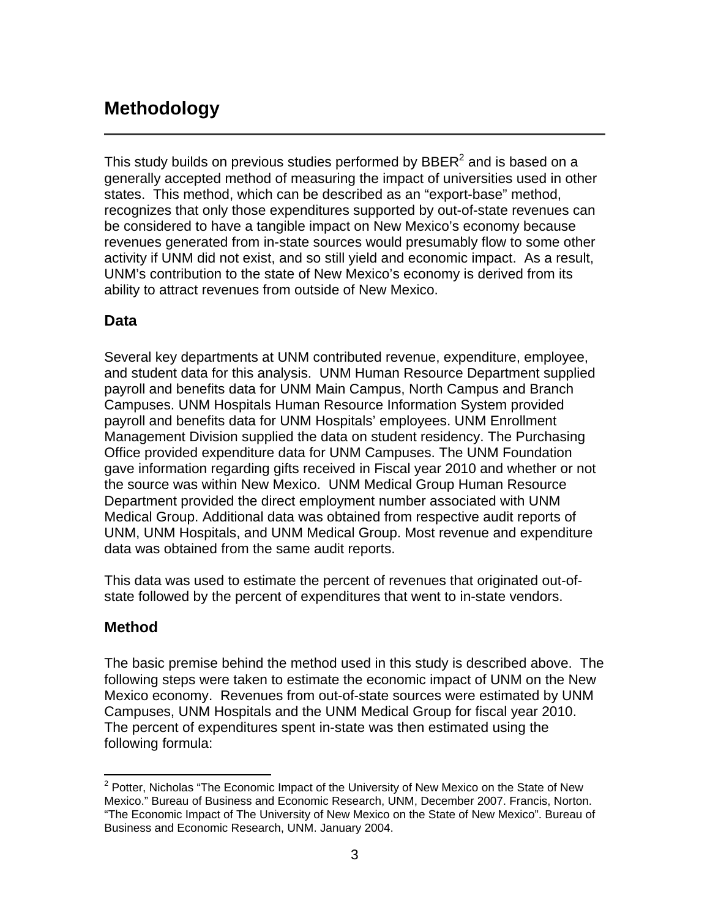# Methodology

This study builds on previous studies performed by BBER[2] and is based on a generally accepted method of measuring the impact of universities used in other states. This method, which can be described as an "export-base" method, recognizes that only those expenditures supported by out-of-state revenues can be considered to have a tangible impact on New Mexico's economy because revenues generated from in-state sources would presumably flow to some other activity if UNM did not exist, and so still yield and economic impact. As a result, UNM's contribution to the state of New Mexico's economy is derived from its ability to attract revenues from outside of New Mexico.

## Data

Several key departments at UNM contributed revenue, expenditure, employee, and student data for this analysis. UNM Human Resource Department supplied payroll and benefits data for UNM Main Campus, North Campus and Branch Campuses. UNM Hospitals Human Resource Information System provided payroll and benefits data for UNM Hospitals' employees. UNM Enrollment Management Division supplied the data on student residency. The Purchasing Office provided expenditure data for UNM Campuses. The UNM Foundation gave information regarding gifts received in Fiscal year 2010 and whether or not the source was within New Mexico. UNM Medical Group Human Resource Department provided the direct employment number associated with UNM Medical Group. Additional data was obtained from respective audit reports of UNM, UNM Hospitals, and UNM Medical Group. Most revenue and expenditure data was obtained from the same audit reports.

This data was used to estimate the percent of revenues that originated out-of-state followed by the percent of expenditures that went to in-state vendors.

## Method

The basic premise behind the method used in this study is described above. The following steps were taken to estimate the economic impact of UNM on the New Mexico economy. Revenues from out-of-state sources were estimated by UNM Campuses, UNM Hospitals and the UNM Medical Group for fiscal year 2010. The percent of expenditures spent in-state was then estimated using the following formula:

---

[2] Potter, Nicholas "The Economic Impact of the University of New Mexico on the State of New Mexico." Bureau of Business and Economic Research, UNM, December 2007. Francis, Norton. "The Economic Impact of The University of New Mexico on the State of New Mexico". Bureau of Business and Economic Research, UNM. January 2004.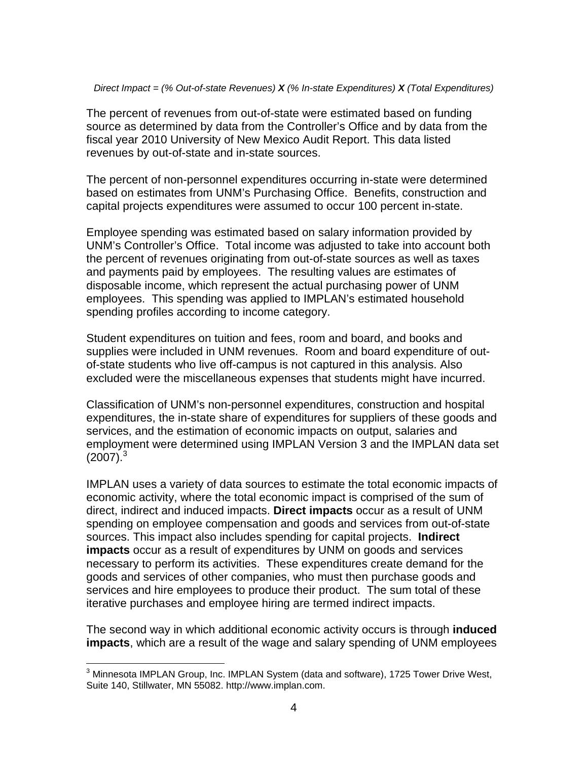*Direct Impact = (% Out-of-state Revenues)* ***X*** *(% In-state Expenditures)* ***X*** *(Total Expenditures)*

The percent of revenues from out-of-state were estimated based on funding source as determined by data from the Controller's Office and by data from the fiscal year 2010 University of New Mexico Audit Report. This data listed revenues by out-of-state and in-state sources.

The percent of non-personnel expenditures occurring in-state were determined based on estimates from UNM's Purchasing Office. Benefits, construction and capital projects expenditures were assumed to occur 100 percent in-state.

Employee spending was estimated based on salary information provided by UNM's Controller's Office. Total income was adjusted to take into account both the percent of revenues originating from out-of-state sources as well as taxes and payments paid by employees. The resulting values are estimates of disposable income, which represent the actual purchasing power of UNM employees. This spending was applied to IMPLAN's estimated household spending profiles according to income category.

Student expenditures on tuition and fees, room and board, and books and supplies were included in UNM revenues. Room and board expenditure of out-of-state students who live off-campus is not captured in this analysis. Also excluded were the miscellaneous expenses that students might have incurred.

Classification of UNM's non-personnel expenditures, construction and hospital expenditures, the in-state share of expenditures for suppliers of these goods and services, and the estimation of economic impacts on output, salaries and employment were determined using IMPLAN Version 3 and the IMPLAN data set (2007).[3]

IMPLAN uses a variety of data sources to estimate the total economic impacts of economic activity, where the total economic impact is comprised of the sum of direct, indirect and induced impacts. **Direct impacts** occur as a result of UNM spending on employee compensation and goods and services from out-of-state sources. This impact also includes spending for capital projects. **Indirect impacts** occur as a result of expenditures by UNM on goods and services necessary to perform its activities. These expenditures create demand for the goods and services of other companies, who must then purchase goods and services and hire employees to produce their product. The sum total of these iterative purchases and employee hiring are termed indirect impacts.

The second way in which additional economic activity occurs is through **induced impacts**, which are a result of the wage and salary spending of UNM employees

[3] Minnesota IMPLAN Group, Inc. IMPLAN System (data and software), 1725 Tower Drive West, Suite 140, Stillwater, MN 55082. http://www.implan.com.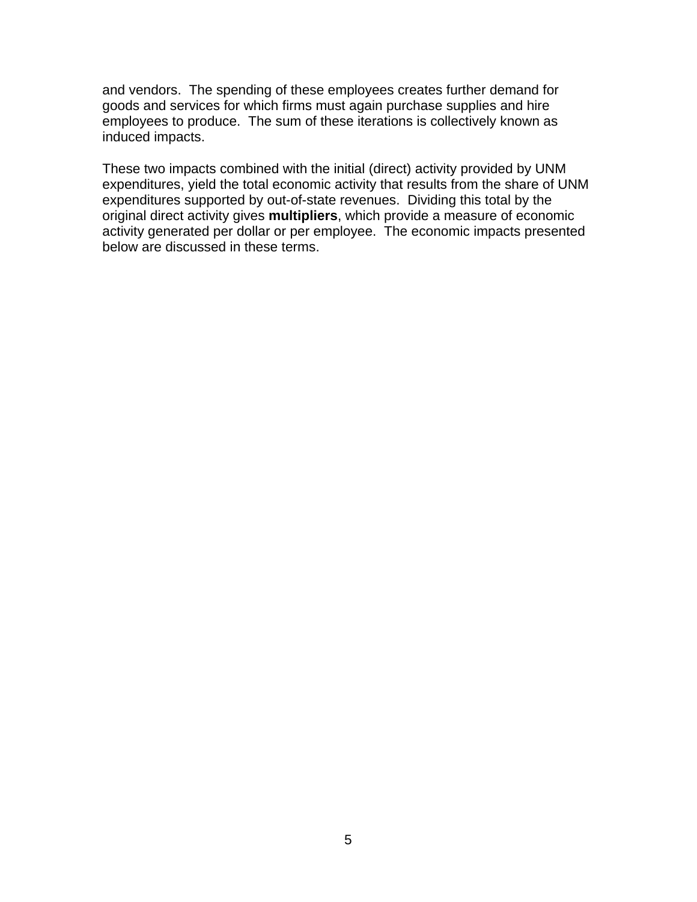and vendors. The spending of these employees creates further demand for goods and services for which firms must again purchase supplies and hire employees to produce. The sum of these iterations is collectively known as induced impacts.

These two impacts combined with the initial (direct) activity provided by UNM expenditures, yield the total economic activity that results from the share of UNM expenditures supported by out-of-state revenues. Dividing this total by the original direct activity gives **multipliers**, which provide a measure of economic activity generated per dollar or per employee. The economic impacts presented below are discussed in these terms.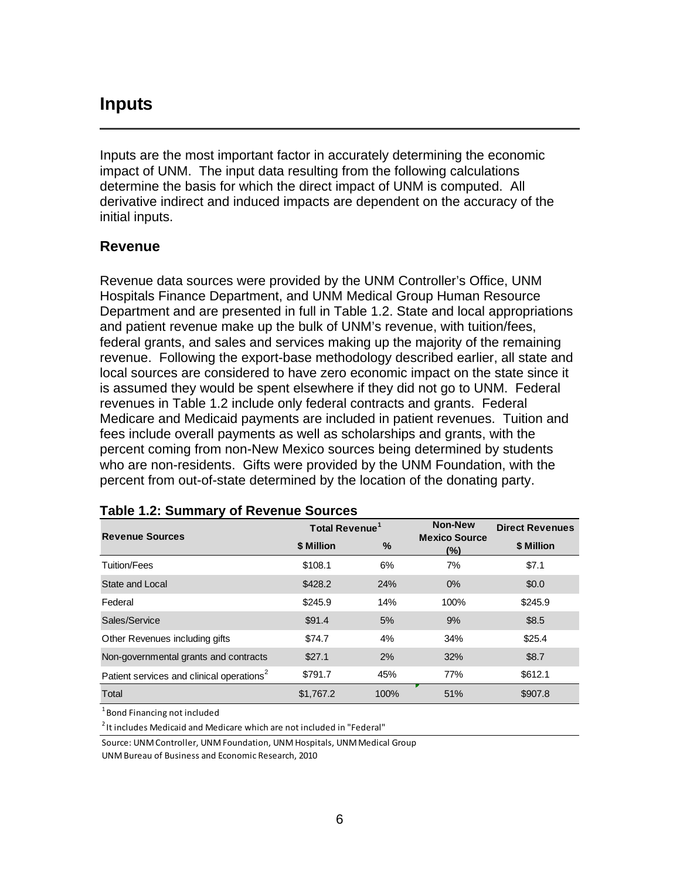# Inputs

Inputs are the most important factor in accurately determining the economic impact of UNM. The input data resulting from the following calculations determine the basis for which the direct impact of UNM is computed. All derivative indirect and induced impacts are dependent on the accuracy of the initial inputs.

## Revenue

Revenue data sources were provided by the UNM Controller's Office, UNM Hospitals Finance Department, and UNM Medical Group Human Resource Department and are presented in full in Table 1.2. State and local appropriations and patient revenue make up the bulk of UNM's revenue, with tuition/fees, federal grants, and sales and services making up the majority of the remaining revenue. Following the export-base methodology described earlier, all state and local sources are considered to have zero economic impact on the state since it is assumed they would be spent elsewhere if they did not go to UNM. Federal revenues in Table 1.2 include only federal contracts and grants. Federal Medicare and Medicaid payments are included in patient revenues. Tuition and fees include overall payments as well as scholarships and grants, with the percent coming from non-New Mexico sources being determined by students who are non-residents. Gifts were provided by the UNM Foundation, with the percent from out-of-state determined by the location of the donating party.

**Table 1.2: Summary of Revenue Sources**

| Revenue Sources | Total Revenue[1] | | Non-New Mexico Source (%) | Direct Revenues |
|---|---|---|---|---|
| | $ Million | % | | $ Million |
| Tuition/Fees | $108.1 | 6% | 7% | $7.1 |
| State and Local | $428.2 | 24% | 0% | $0.0 |
| Federal | $245.9 | 14% | 100% | $245.9 |
| Sales/Service | $91.4 | 5% | 9% | $8.5 |
| Other Revenues including gifts | $74.7 | 4% | 34% | $25.4 |
| Non-governmental grants and contracts | $27.1 | 2% | 32% | $8.7 |
| Patient services and clinical operations[2] | $791.7 | 45% | 77% | $612.1 |
| Total | $1,767.2 | 100% | 51% | $907.8 |

[1] Bond Financing not included

[2] It includes Medicaid and Medicare which are not included in "Federal"

Source: UNM Controller, UNM Foundation, UNM Hospitals, UNM Medical Group
UNM Bureau of Business and Economic Research, 2010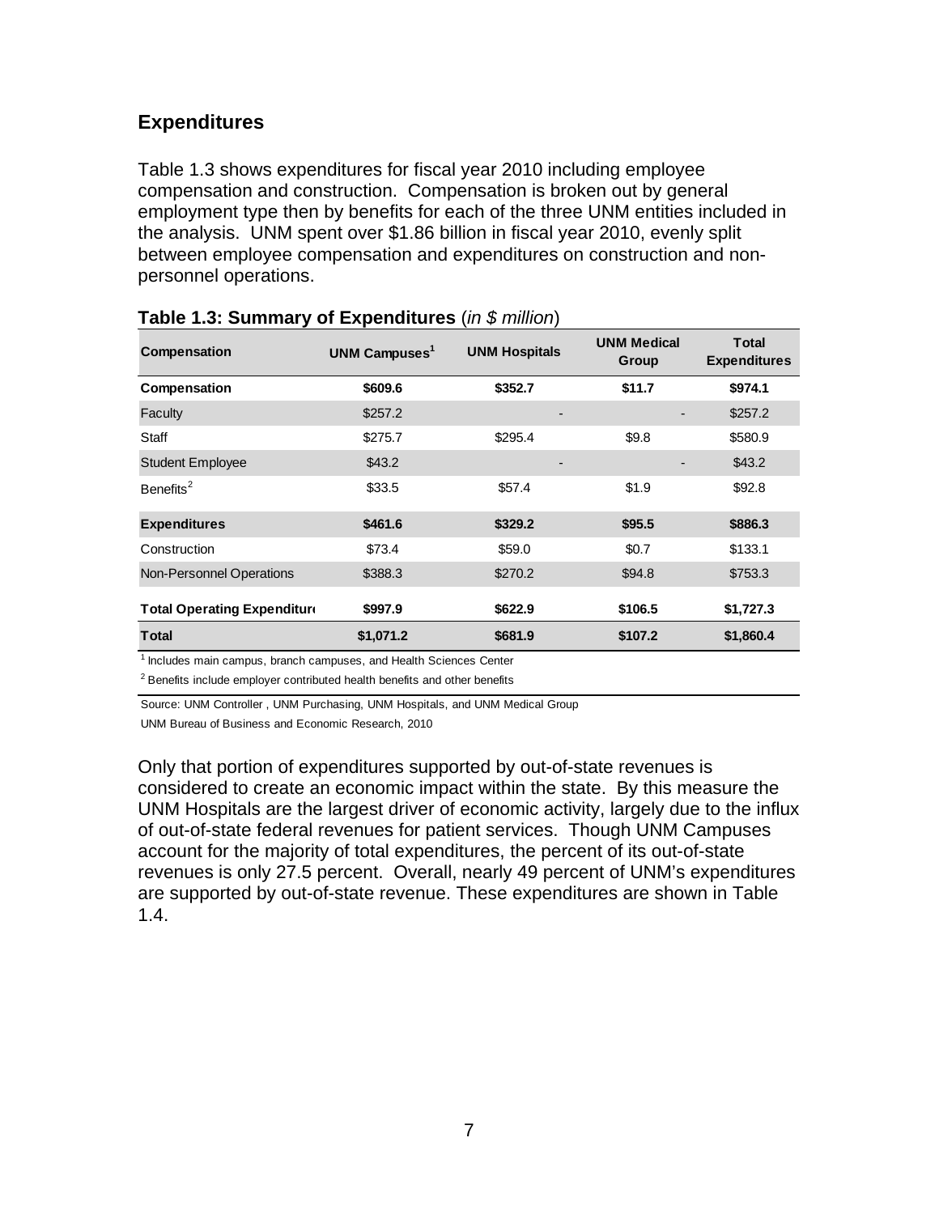## Expenditures

Table 1.3 shows expenditures for fiscal year 2010 including employee compensation and construction. Compensation is broken out by general employment type then by benefits for each of the three UNM entities included in the analysis. UNM spent over $1.86 billion in fiscal year 2010, evenly split between employee compensation and expenditures on construction and non-personnel operations.

**Table 1.3: Summary of Expenditures** (*in $ million*)

| Compensation | UNM Campuses[1] | UNM Hospitals | UNM Medical Group | Total Expenditures |
|---|---|---|---|---|
| **Compensation** | **$609.6** | **$352.7** | **$11.7** | **$974.1** |
| Faculty | $257.2 | - | - | $257.2 |
| Staff | $275.7 | $295.4 | $9.8 | $580.9 |
| Student Employee | $43.2 | - | - | $43.2 |
| Benefits[2] | $33.5 | $57.4 | $1.9 | $92.8 |
| **Expenditures** | **$461.6** | **$329.2** | **$95.5** | **$886.3** |
| Construction | $73.4 | $59.0 | $0.7 | $133.1 |
| Non-Personnel Operations | $388.3 | $270.2 | $94.8 | $753.3 |
| **Total Operating Expenditure** | **$997.9** | **$622.9** | **$106.5** | **$1,727.3** |
| **Total** | **$1,071.2** | **$681.9** | **$107.2** | **$1,860.4** |

[1] Includes main campus, branch campuses, and Health Sciences Center

[2] Benefits include employer contributed health benefits and other benefits

Source: UNM Controller , UNM Purchasing, UNM Hospitals, and UNM Medical Group

UNM Bureau of Business and Economic Research, 2010

Only that portion of expenditures supported by out-of-state revenues is considered to create an economic impact within the state. By this measure the UNM Hospitals are the largest driver of economic activity, largely due to the influx of out-of-state federal revenues for patient services. Though UNM Campuses account for the majority of total expenditures, the percent of its out-of-state revenues is only 27.5 percent. Overall, nearly 49 percent of UNM's expenditures are supported by out-of-state revenue. These expenditures are shown in Table 1.4.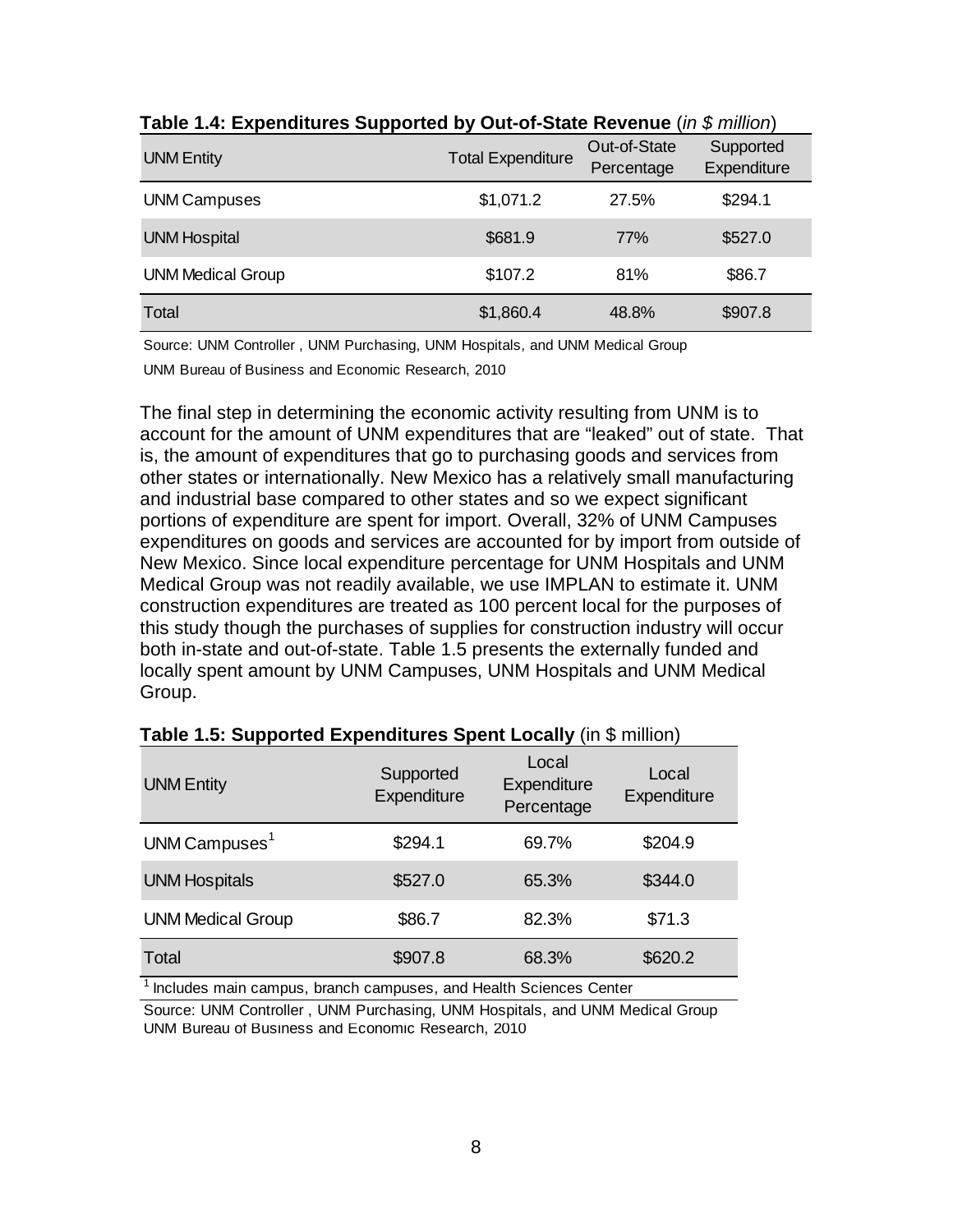**Table 1.4: Expenditures Supported by Out-of-State Revenue** (*in $ million*)

| UNM Entity | Total Expenditure | Out-of-State Percentage | Supported Expenditure |
|---|---|---|---|
| UNM Campuses | $1,071.2 | 27.5% | $294.1 |
| UNM Hospital | $681.9 | 77% | $527.0 |
| UNM Medical Group | $107.2 | 81% | $86.7 |
| Total | $1,860.4 | 48.8% | $907.8 |

Source: UNM Controller , UNM Purchasing, UNM Hospitals, and UNM Medical Group

UNM Bureau of Business and Economic Research, 2010

The final step in determining the economic activity resulting from UNM is to account for the amount of UNM expenditures that are "leaked" out of state. That is, the amount of expenditures that go to purchasing goods and services from other states or internationally. New Mexico has a relatively small manufacturing and industrial base compared to other states and so we expect significant portions of expenditure are spent for import. Overall, 32% of UNM Campuses expenditures on goods and services are accounted for by import from outside of New Mexico. Since local expenditure percentage for UNM Hospitals and UNM Medical Group was not readily available, we use IMPLAN to estimate it. UNM construction expenditures are treated as 100 percent local for the purposes of this study though the purchases of supplies for construction industry will occur both in-state and out-of-state. Table 1.5 presents the externally funded and locally spent amount by UNM Campuses, UNM Hospitals and UNM Medical Group.

**Table 1.5: Supported Expenditures Spent Locally** (in $ million)

| UNM Entity | Supported Expenditure | Local Expenditure Percentage | Local Expenditure |
|---|---|---|---|
| UNM Campuses[1] | $294.1 | 69.7% | $204.9 |
| UNM Hospitals | $527.0 | 65.3% | $344.0 |
| UNM Medical Group | $86.7 | 82.3% | $71.3 |
| Total | $907.8 | 68.3% | $620.2 |

[1] Includes main campus, branch campuses, and Health Sciences Center

Source: UNM Controller , UNM Purchasing, UNM Hospitals, and UNM Medical Group
UNM Bureau of Business and Economic Research, 2010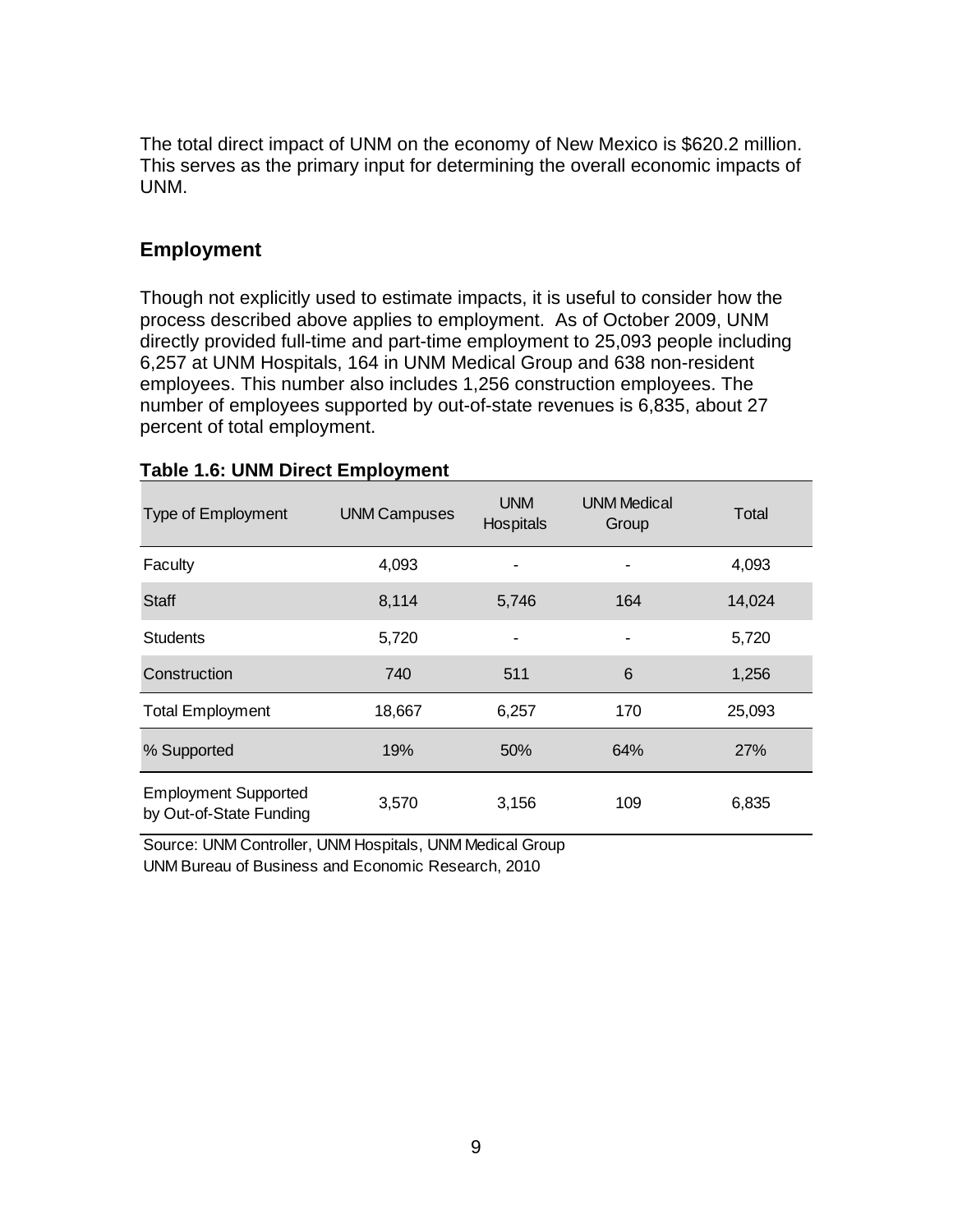The total direct impact of UNM on the economy of New Mexico is $620.2 million. This serves as the primary input for determining the overall economic impacts of UNM.

## Employment

Though not explicitly used to estimate impacts, it is useful to consider how the process described above applies to employment. As of October 2009, UNM directly provided full-time and part-time employment to 25,093 people including 6,257 at UNM Hospitals, 164 in UNM Medical Group and 638 non-resident employees. This number also includes 1,256 construction employees. The number of employees supported by out-of-state revenues is 6,835, about 27 percent of total employment.

**Table 1.6: UNM Direct Employment**

| Type of Employment | UNM Campuses | UNM Hospitals | UNM Medical Group | Total |
|---|---|---|---|---|
| Faculty | 4,093 | - | - | 4,093 |
| Staff | 8,114 | 5,746 | 164 | 14,024 |
| Students | 5,720 | - | - | 5,720 |
| Construction | 740 | 511 | 6 | 1,256 |
| Total Employment | 18,667 | 6,257 | 170 | 25,093 |
| % Supported | 19% | 50% | 64% | 27% |
| Employment Supported by Out-of-State Funding | 3,570 | 3,156 | 109 | 6,835 |

Source: UNM Controller, UNM Hospitals, UNM Medical Group
UNM Bureau of Business and Economic Research, 2010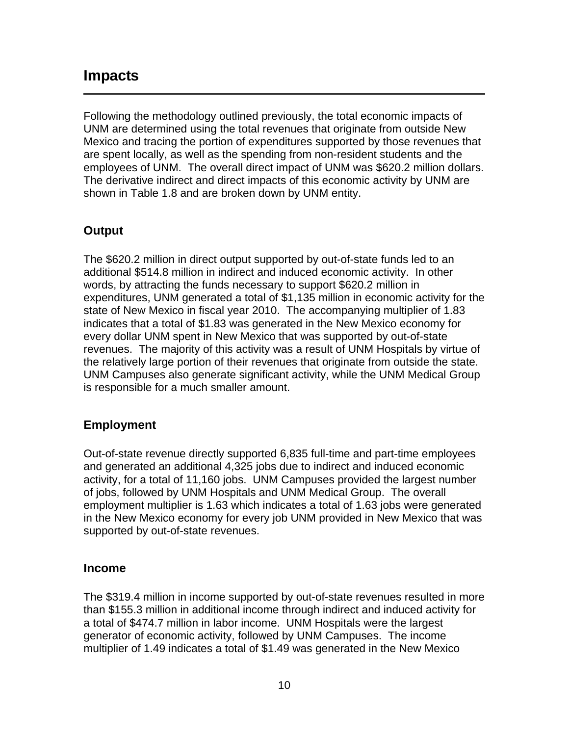# Impacts

Following the methodology outlined previously, the total economic impacts of UNM are determined using the total revenues that originate from outside New Mexico and tracing the portion of expenditures supported by those revenues that are spent locally, as well as the spending from non-resident students and the employees of UNM. The overall direct impact of UNM was $620.2 million dollars. The derivative indirect and direct impacts of this economic activity by UNM are shown in Table 1.8 and are broken down by UNM entity.

## Output

The $620.2 million in direct output supported by out-of-state funds led to an additional $514.8 million in indirect and induced economic activity. In other words, by attracting the funds necessary to support $620.2 million in expenditures, UNM generated a total of $1,135 million in economic activity for the state of New Mexico in fiscal year 2010. The accompanying multiplier of 1.83 indicates that a total of $1.83 was generated in the New Mexico economy for every dollar UNM spent in New Mexico that was supported by out-of-state revenues. The majority of this activity was a result of UNM Hospitals by virtue of the relatively large portion of their revenues that originate from outside the state. UNM Campuses also generate significant activity, while the UNM Medical Group is responsible for a much smaller amount.

## Employment

Out-of-state revenue directly supported 6,835 full-time and part-time employees and generated an additional 4,325 jobs due to indirect and induced economic activity, for a total of 11,160 jobs. UNM Campuses provided the largest number of jobs, followed by UNM Hospitals and UNM Medical Group. The overall employment multiplier is 1.63 which indicates a total of 1.63 jobs were generated in the New Mexico economy for every job UNM provided in New Mexico that was supported by out-of-state revenues.

## Income

The $319.4 million in income supported by out-of-state revenues resulted in more than $155.3 million in additional income through indirect and induced activity for a total of $474.7 million in labor income. UNM Hospitals were the largest generator of economic activity, followed by UNM Campuses. The income multiplier of 1.49 indicates a total of $1.49 was generated in the New Mexico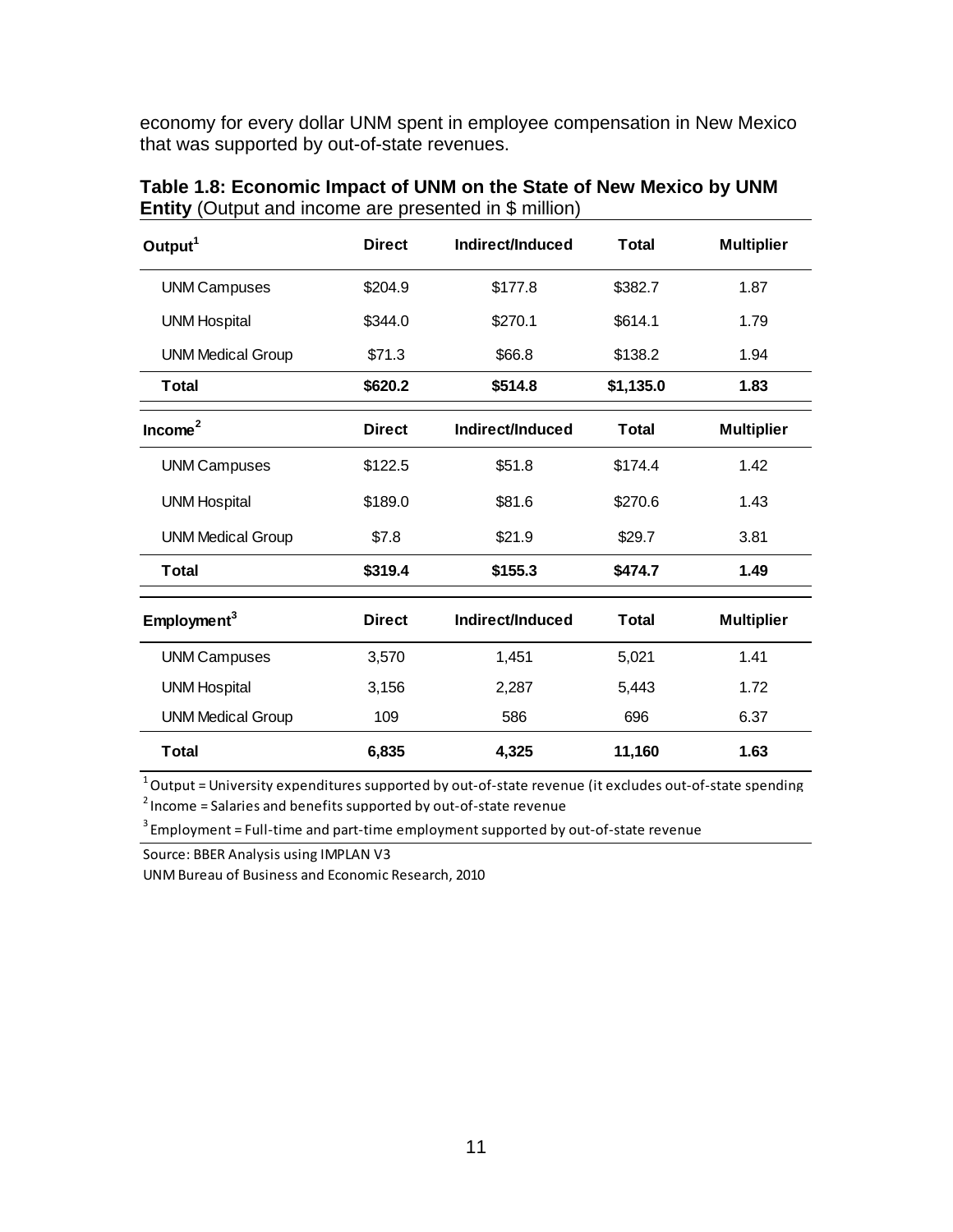economy for every dollar UNM spent in employee compensation in New Mexico that was supported by out-of-state revenues.

**Table 1.8: Economic Impact of UNM on the State of New Mexico by UNM Entity** (Output and income are presented in $ million)

| Output[1] | Direct | Indirect/Induced | Total | Multiplier |
|---|---|---|---|---|
| UNM Campuses | $204.9 | $177.8 | $382.7 | 1.87 |
| UNM Hospital | $344.0 | $270.1 | $614.1 | 1.79 |
| UNM Medical Group | $71.3 | $66.8 | $138.2 | 1.94 |
| **Total** | **$620.2** | **$514.8** | **$1,135.0** | **1.83** |
| **Income[2]** | **Direct** | **Indirect/Induced** | **Total** | **Multiplier** |
| UNM Campuses | $122.5 | $51.8 | $174.4 | 1.42 |
| UNM Hospital | $189.0 | $81.6 | $270.6 | 1.43 |
| UNM Medical Group | $7.8 | $21.9 | $29.7 | 3.81 |
| **Total** | **$319.4** | **$155.3** | **$474.7** | **1.49** |
| **Employment[3]** | **Direct** | **Indirect/Induced** | **Total** | **Multiplier** |
| UNM Campuses | 3,570 | 1,451 | 5,021 | 1.41 |
| UNM Hospital | 3,156 | 2,287 | 5,443 | 1.72 |
| UNM Medical Group | 109 | 586 | 696 | 6.37 |
| **Total** | **6,835** | **4,325** | **11,160** | **1.63** |

[1] Output = University expenditures supported by out-of-state revenue (it excludes out-of-state spending

[2] Income = Salaries and benefits supported by out-of-state revenue

[3] Employment = Full-time and part-time employment supported by out-of-state revenue

Source: BBER Analysis using IMPLAN V3

UNM Bureau of Business and Economic Research, 2010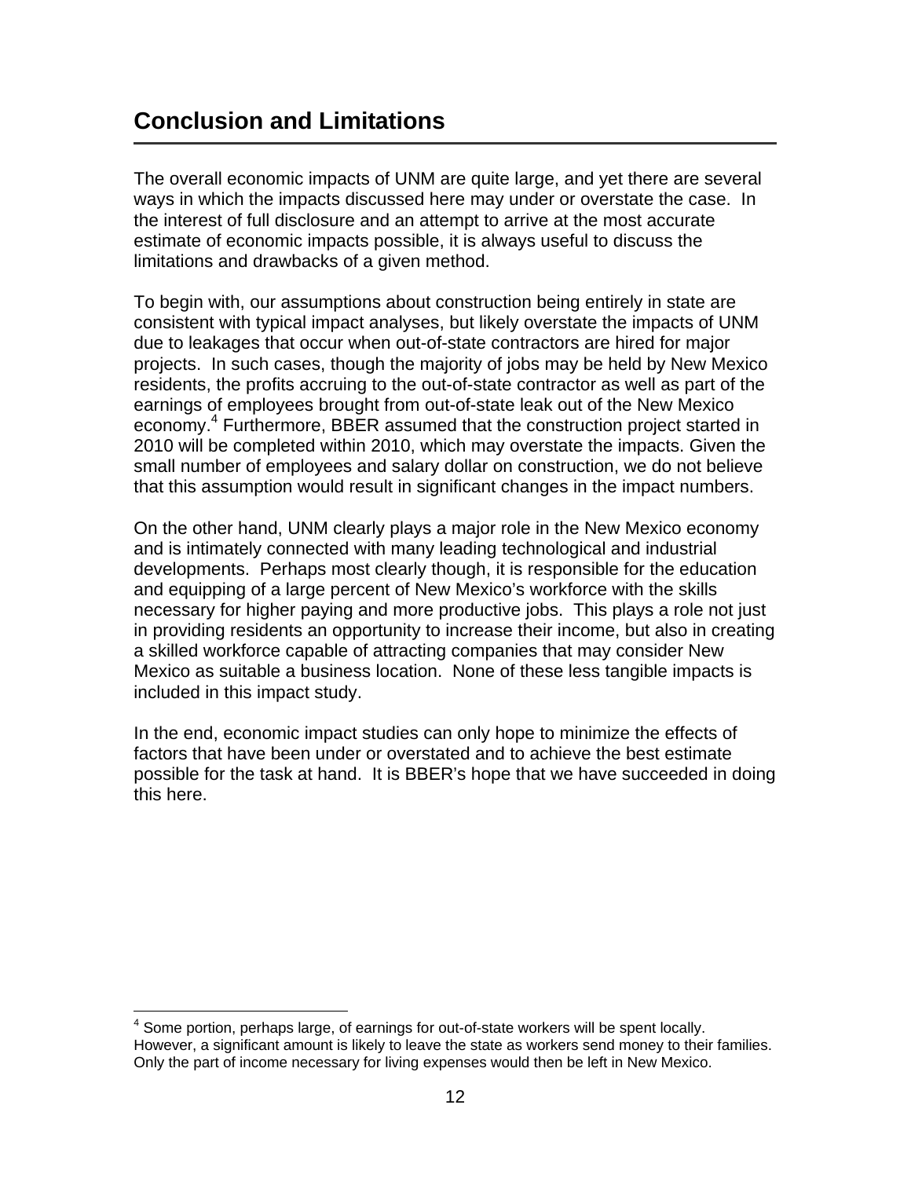# Conclusion and Limitations

The overall economic impacts of UNM are quite large, and yet there are several ways in which the impacts discussed here may under or overstate the case. In the interest of full disclosure and an attempt to arrive at the most accurate estimate of economic impacts possible, it is always useful to discuss the limitations and drawbacks of a given method.

To begin with, our assumptions about construction being entirely in state are consistent with typical impact analyses, but likely overstate the impacts of UNM due to leakages that occur when out-of-state contractors are hired for major projects. In such cases, though the majority of jobs may be held by New Mexico residents, the profits accruing to the out-of-state contractor as well as part of the earnings of employees brought from out-of-state leak out of the New Mexico economy.[4] Furthermore, BBER assumed that the construction project started in 2010 will be completed within 2010, which may overstate the impacts. Given the small number of employees and salary dollar on construction, we do not believe that this assumption would result in significant changes in the impact numbers.

On the other hand, UNM clearly plays a major role in the New Mexico economy and is intimately connected with many leading technological and industrial developments. Perhaps most clearly though, it is responsible for the education and equipping of a large percent of New Mexico's workforce with the skills necessary for higher paying and more productive jobs. This plays a role not just in providing residents an opportunity to increase their income, but also in creating a skilled workforce capable of attracting companies that may consider New Mexico as suitable a business location. None of these less tangible impacts is included in this impact study.

In the end, economic impact studies can only hope to minimize the effects of factors that have been under or overstated and to achieve the best estimate possible for the task at hand. It is BBER's hope that we have succeeded in doing this here.

[4] Some portion, perhaps large, of earnings for out-of-state workers will be spent locally. However, a significant amount is likely to leave the state as workers send money to their families. Only the part of income necessary for living expenses would then be left in New Mexico.